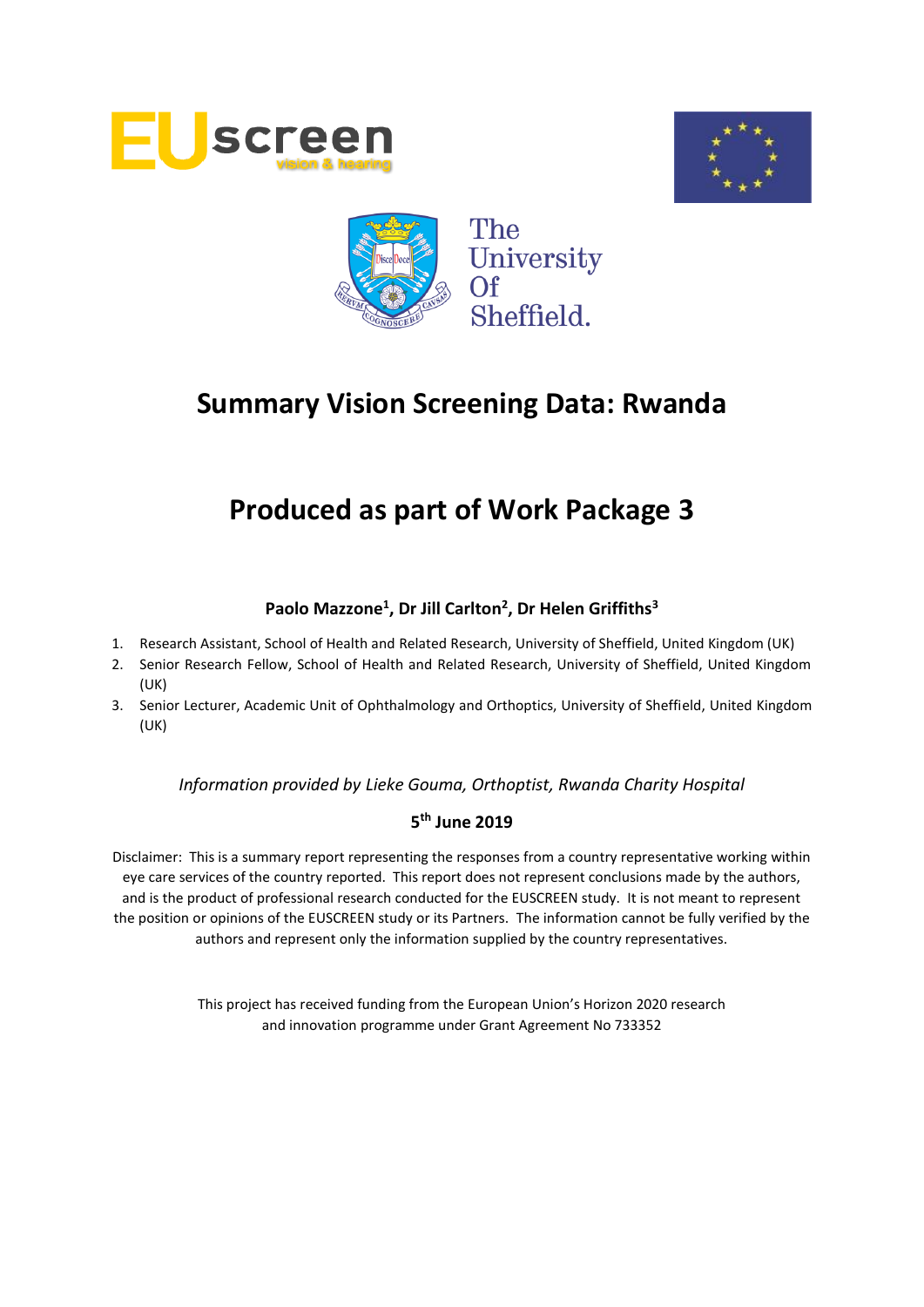# Summary Vision Screening Data: Rwanda

# Produced as part of Work Package 3

**Paolo Mazzone[1], Dr Jill Carlton[2], Dr Helen Griffiths[3]**

1. Research Assistant, School of Health and Related Research, University of Sheffield, United Kingdom (UK)
2. Senior Research Fellow, School of Health and Related Research, University of Sheffield, United Kingdom (UK)
3. Senior Lecturer, Academic Unit of Ophthalmology and Orthoptics, University of Sheffield, United Kingdom (UK)

*Information provided by Lieke Gouma, Orthoptist, Rwanda Charity Hospital*

**5th June 2019**

Disclaimer: This is a summary report representing the responses from a country representative working within eye care services of the country reported. This report does not represent conclusions made by the authors, and is the product of professional research conducted for the EUSCREEN study. It is not meant to represent the position or opinions of the EUSCREEN study or its Partners. The information cannot be fully verified by the authors and represent only the information supplied by the country representatives.

This project has received funding from the European Union's Horizon 2020 research and innovation programme under Grant Agreement No 733352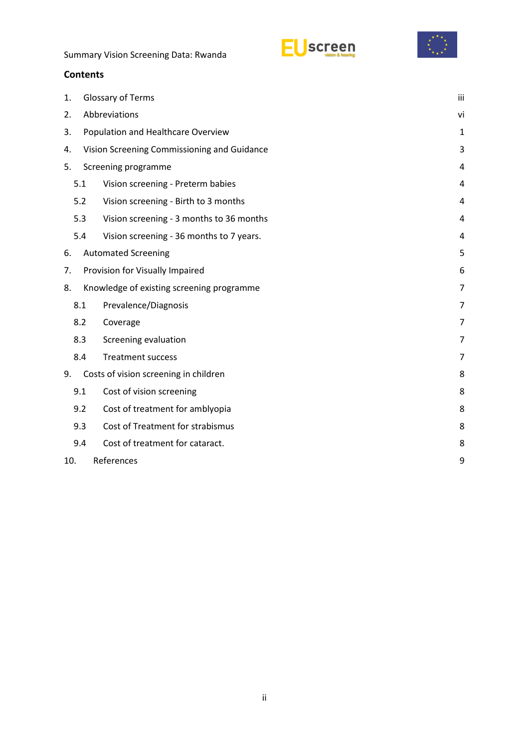## Contents

| | | |
|---|---|---|
| 1. | Glossary of Terms | iii |
| 2. | Abbreviations | vi |
| 3. | Population and Healthcare Overview | 1 |
| 4. | Vision Screening Commissioning and Guidance | 3 |
| 5. | Screening programme | 4 |
| 5.1 | Vision screening - Preterm babies | 4 |
| 5.2 | Vision screening - Birth to 3 months | 4 |
| 5.3 | Vision screening - 3 months to 36 months | 4 |
| 5.4 | Vision screening - 36 months to 7 years. | 4 |
| 6. | Automated Screening | 5 |
| 7. | Provision for Visually Impaired | 6 |
| 8. | Knowledge of existing screening programme | 7 |
| 8.1 | Prevalence/Diagnosis | 7 |
| 8.2 | Coverage | 7 |
| 8.3 | Screening evaluation | 7 |
| 8.4 | Treatment success | 7 |
| 9. | Costs of vision screening in children | 8 |
| 9.1 | Cost of vision screening | 8 |
| 9.2 | Cost of treatment for amblyopia | 8 |
| 9.3 | Cost of Treatment for strabismus | 8 |
| 9.4 | Cost of treatment for cataract. | 8 |
| 10. | References | 9 |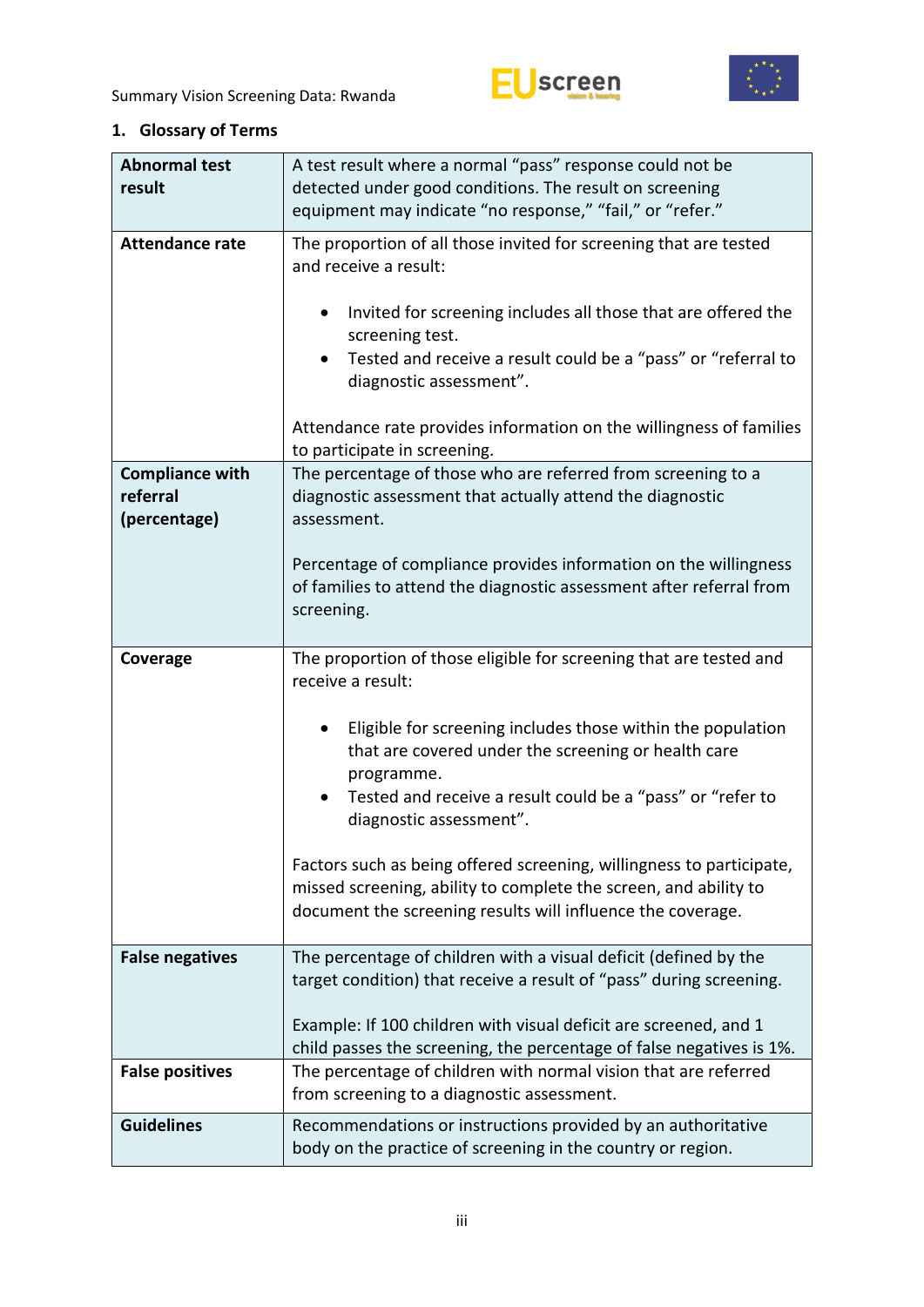## 1. Glossary of Terms

| | |
|---|---|
| **Abnormal test result** | A test result where a normal "pass" response could not be detected under good conditions. The result on screening equipment may indicate "no response," "fail," or "refer." |
| **Attendance rate** | The proportion of all those invited for screening that are tested and receive a result:<br><br>• Invited for screening includes all those that are offered the screening test.<br>• Tested and receive a result could be a "pass" or "referral to diagnostic assessment".<br><br>Attendance rate provides information on the willingness of families to participate in screening. |
| **Compliance with referral (percentage)** | The percentage of those who are referred from screening to a diagnostic assessment that actually attend the diagnostic assessment.<br><br>Percentage of compliance provides information on the willingness of families to attend the diagnostic assessment after referral from screening. |
| **Coverage** | The proportion of those eligible for screening that are tested and receive a result:<br><br>• Eligible for screening includes those within the population that are covered under the screening or health care programme.<br>• Tested and receive a result could be a "pass" or "refer to diagnostic assessment".<br><br>Factors such as being offered screening, willingness to participate, missed screening, ability to complete the screen, and ability to document the screening results will influence the coverage. |
| **False negatives** | The percentage of children with a visual deficit (defined by the target condition) that receive a result of "pass" during screening.<br><br>Example: If 100 children with visual deficit are screened, and 1 child passes the screening, the percentage of false negatives is 1%. |
| **False positives** | The percentage of children with normal vision that are referred from screening to a diagnostic assessment. |
| **Guidelines** | Recommendations or instructions provided by an authoritative body on the practice of screening in the country or region. |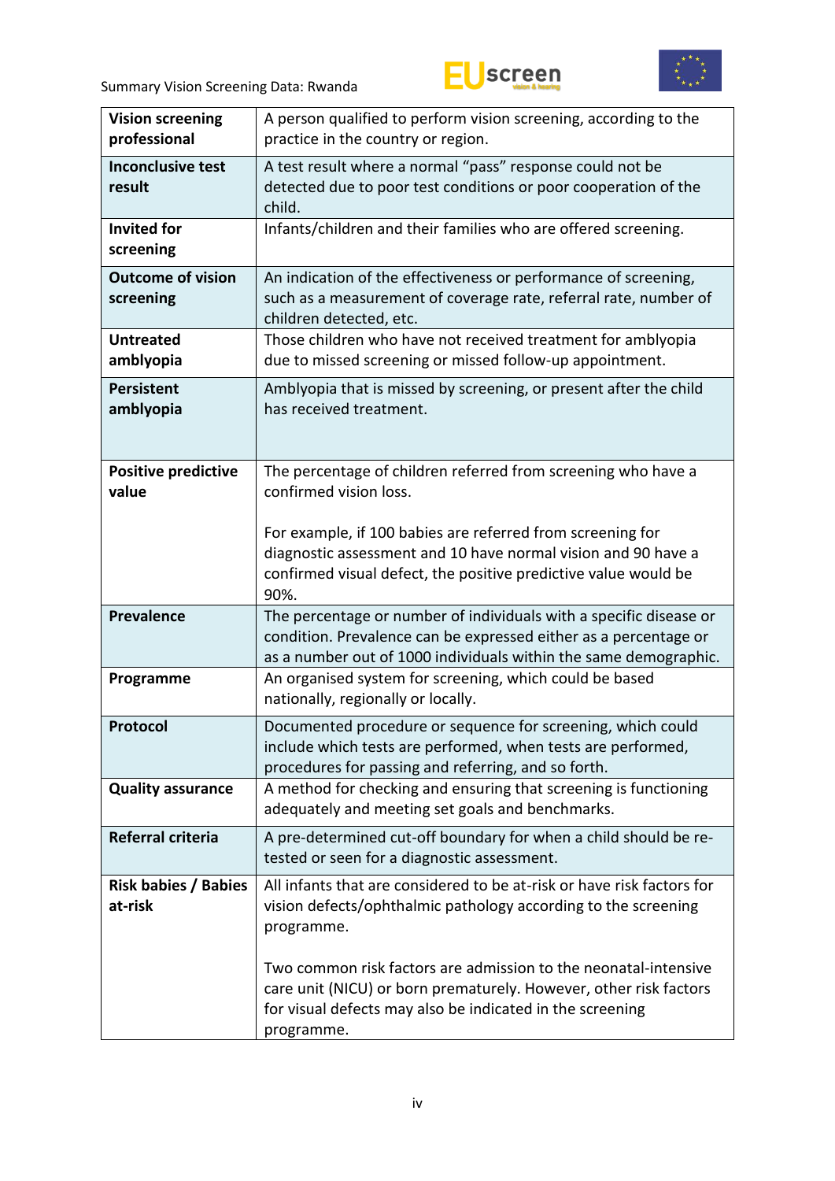| | |
|---|---|
| **Vision screening professional** | A person qualified to perform vision screening, according to the practice in the country or region. |
| **Inconclusive test result** | A test result where a normal "pass" response could not be detected due to poor test conditions or poor cooperation of the child. |
| **Invited for screening** | Infants/children and their families who are offered screening. |
| **Outcome of vision screening** | An indication of the effectiveness or performance of screening, such as a measurement of coverage rate, referral rate, number of children detected, etc. |
| **Untreated amblyopia** | Those children who have not received treatment for amblyopia due to missed screening or missed follow-up appointment. |
| **Persistent amblyopia** | Amblyopia that is missed by screening, or present after the child has received treatment. |
| **Positive predictive value** | The percentage of children referred from screening who have a confirmed vision loss.<br><br>For example, if 100 babies are referred from screening for diagnostic assessment and 10 have normal vision and 90 have a confirmed visual defect, the positive predictive value would be 90%. |
| **Prevalence** | The percentage or number of individuals with a specific disease or condition. Prevalence can be expressed either as a percentage or as a number out of 1000 individuals within the same demographic. |
| **Programme** | An organised system for screening, which could be based nationally, regionally or locally. |
| **Protocol** | Documented procedure or sequence for screening, which could include which tests are performed, when tests are performed, procedures for passing and referring, and so forth. |
| **Quality assurance** | A method for checking and ensuring that screening is functioning adequately and meeting set goals and benchmarks. |
| **Referral criteria** | A pre-determined cut-off boundary for when a child should be re-tested or seen for a diagnostic assessment. |
| **Risk babies / Babies at-risk** | All infants that are considered to be at-risk or have risk factors for vision defects/ophthalmic pathology according to the screening programme.<br><br>Two common risk factors are admission to the neonatal-intensive care unit (NICU) or born prematurely. However, other risk factors for visual defects may also be indicated in the screening programme. |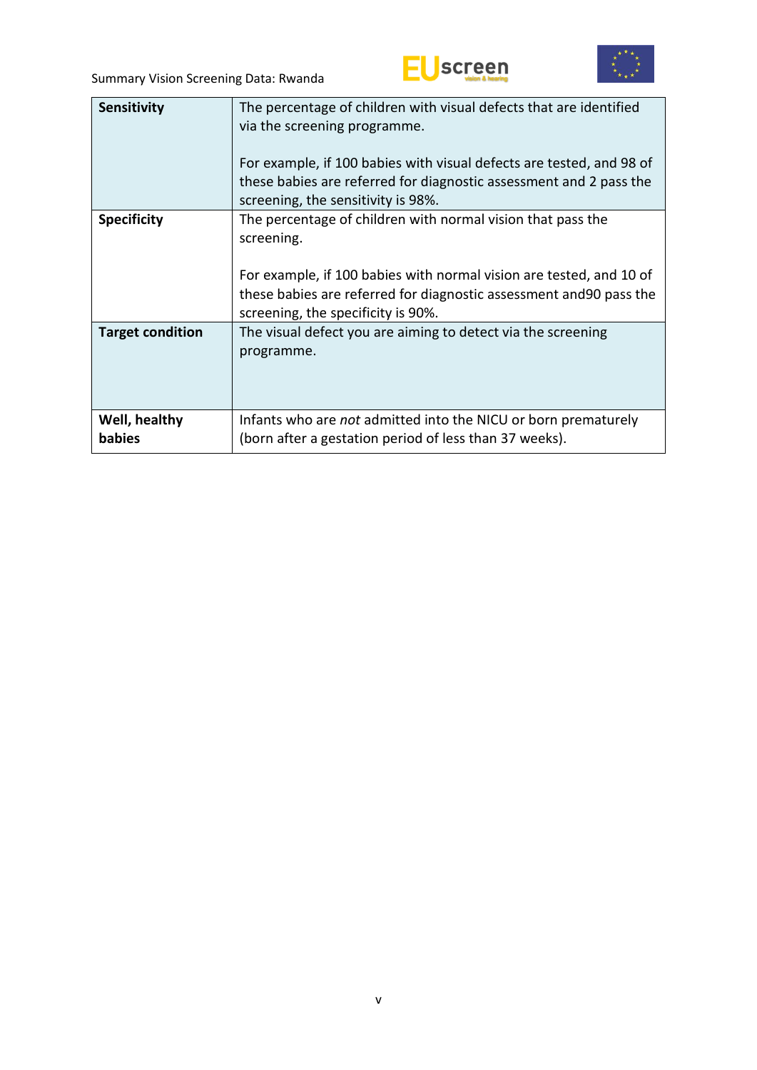| | |
|---|---|
| **Sensitivity** | The percentage of children with visual defects that are identified via the screening programme.<br><br>For example, if 100 babies with visual defects are tested, and 98 of these babies are referred for diagnostic assessment and 2 pass the screening, the sensitivity is 98%. |
| **Specificity** | The percentage of children with normal vision that pass the screening.<br><br>For example, if 100 babies with normal vision are tested, and 10 of these babies are referred for diagnostic assessment and90 pass the screening, the specificity is 90%. |
| **Target condition** | The visual defect you are aiming to detect via the screening programme. |
| **Well, healthy babies** | Infants who are *not* admitted into the NICU or born prematurely (born after a gestation period of less than 37 weeks). |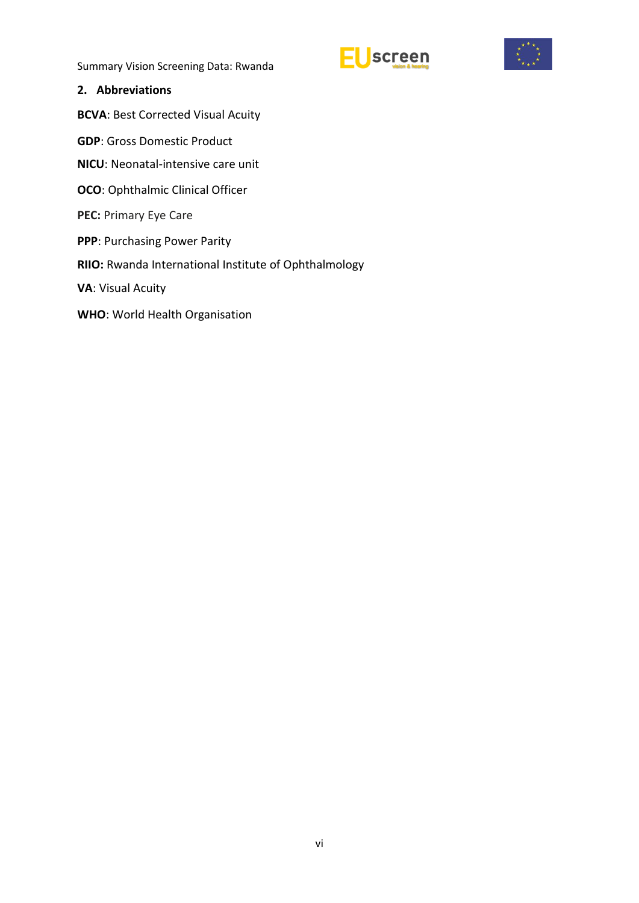## 2. Abbreviations

**BCVA**: Best Corrected Visual Acuity

**GDP**: Gross Domestic Product

**NICU**: Neonatal-intensive care unit

**OCO**: Ophthalmic Clinical Officer

**PEC:** Primary Eye Care

**PPP**: Purchasing Power Parity

**RIIO:** Rwanda International Institute of Ophthalmology

**VA**: Visual Acuity

**WHO**: World Health Organisation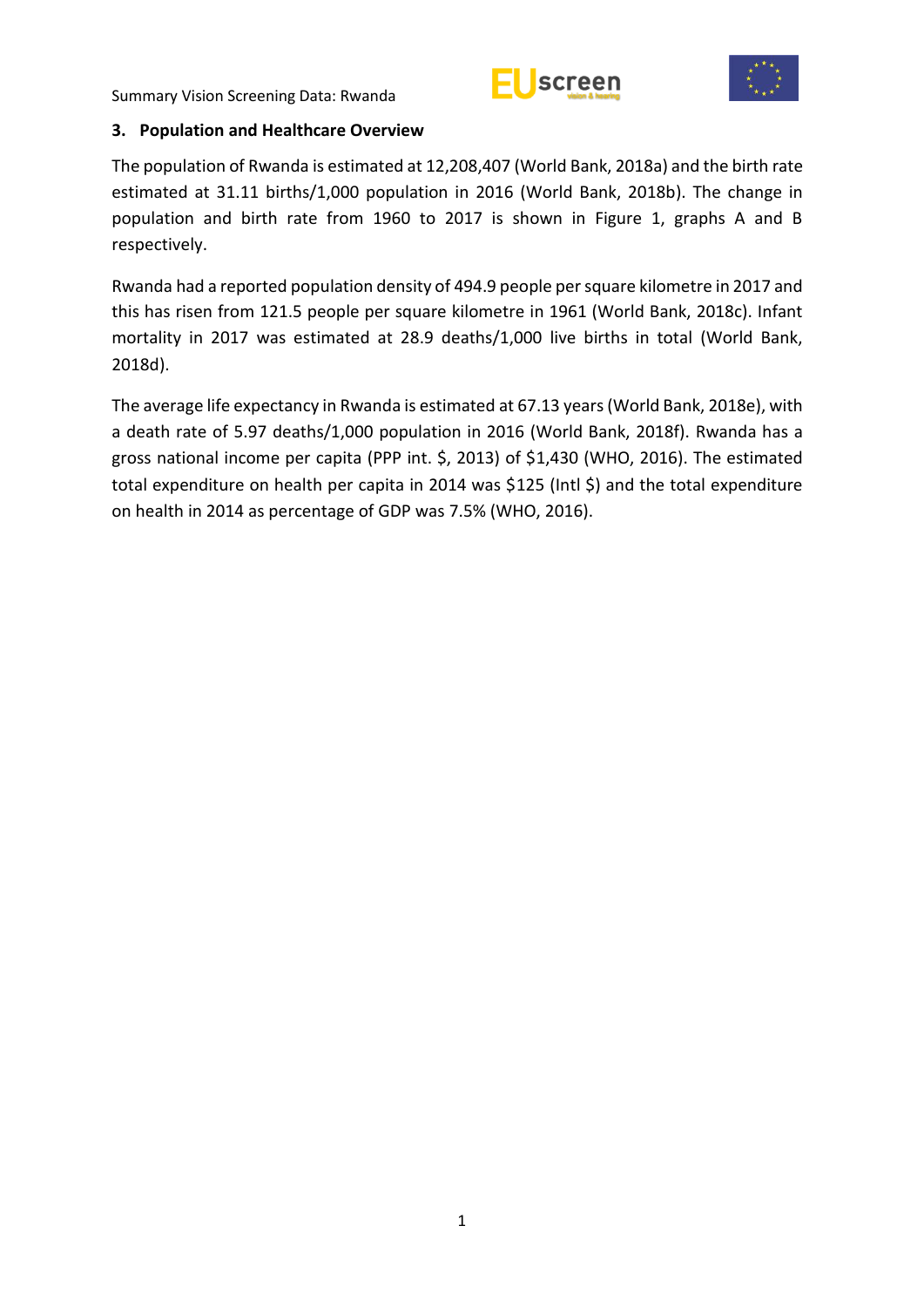## 3. Population and Healthcare Overview

The population of Rwanda is estimated at 12,208,407 (World Bank, 2018a) and the birth rate estimated at 31.11 births/1,000 population in 2016 (World Bank, 2018b). The change in population and birth rate from 1960 to 2017 is shown in Figure 1, graphs A and B respectively.

Rwanda had a reported population density of 494.9 people per square kilometre in 2017 and this has risen from 121.5 people per square kilometre in 1961 (World Bank, 2018c). Infant mortality in 2017 was estimated at 28.9 deaths/1,000 live births in total (World Bank, 2018d).

The average life expectancy in Rwanda is estimated at 67.13 years (World Bank, 2018e), with a death rate of 5.97 deaths/1,000 population in 2016 (World Bank, 2018f). Rwanda has a gross national income per capita (PPP int. $, 2013) of $1,430 (WHO, 2016). The estimated total expenditure on health per capita in 2014 was $125 (Intl $) and the total expenditure on health in 2014 as percentage of GDP was 7.5% (WHO, 2016).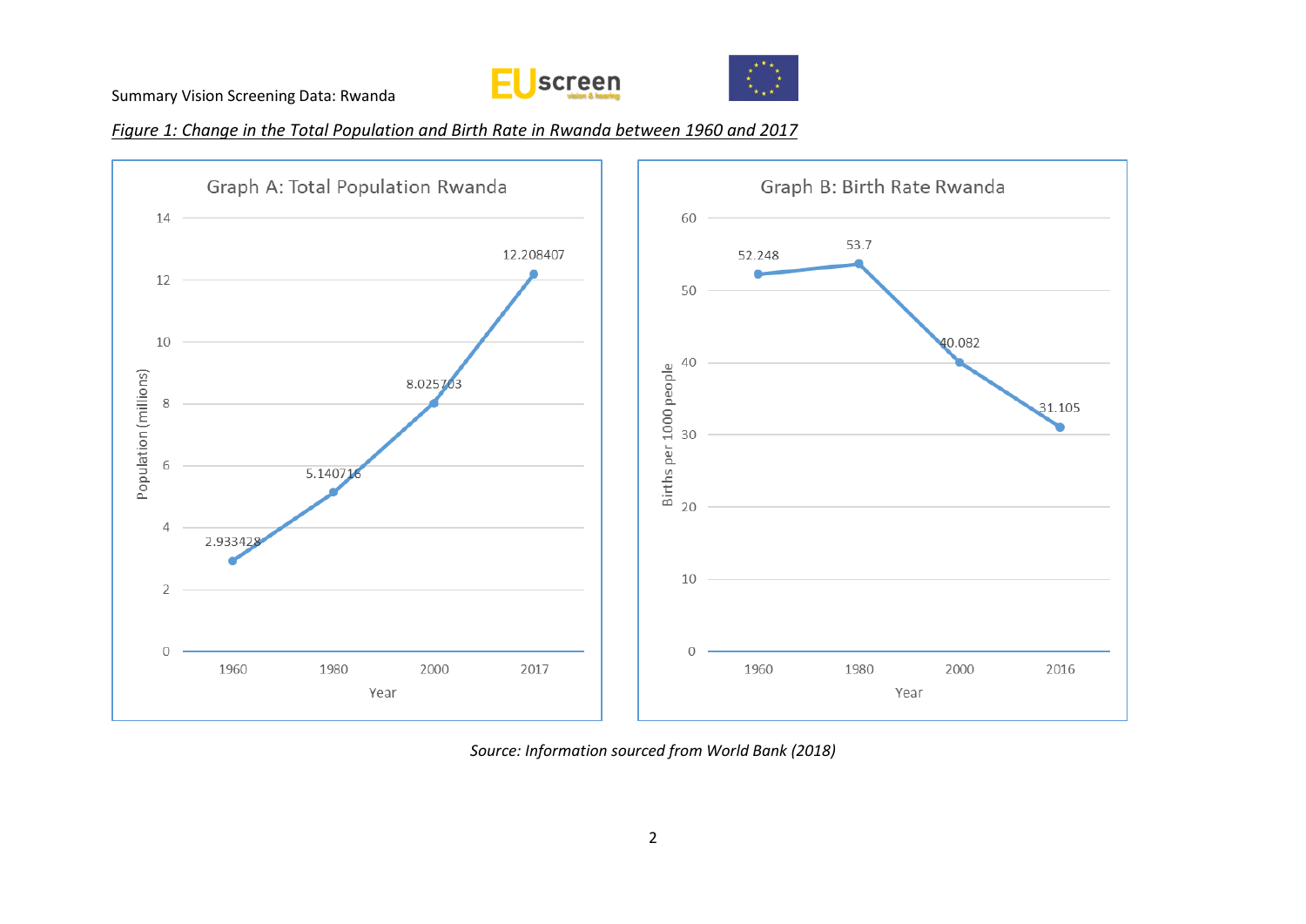*Figure 1: Change in the Total Population and Birth Rate in Rwanda between 1960 and 2017*

**Graph A: Total Population Rwanda**

| Year | Population (millions) |
|---|---|
| 1960 | 2.933428 |
| 1980 | 5.140716 |
| 2000 | 8.025703 |
| 2017 | 12.208407 |

**Graph B: Birth Rate Rwanda**

| Year | Births per 1000 people |
|---|---|
| 1960 | 52.248 |
| 1980 | 53.7 |
| 2000 | 40.082 |
| 2016 | 31.105 |

*Source: Information sourced from World Bank (2018)*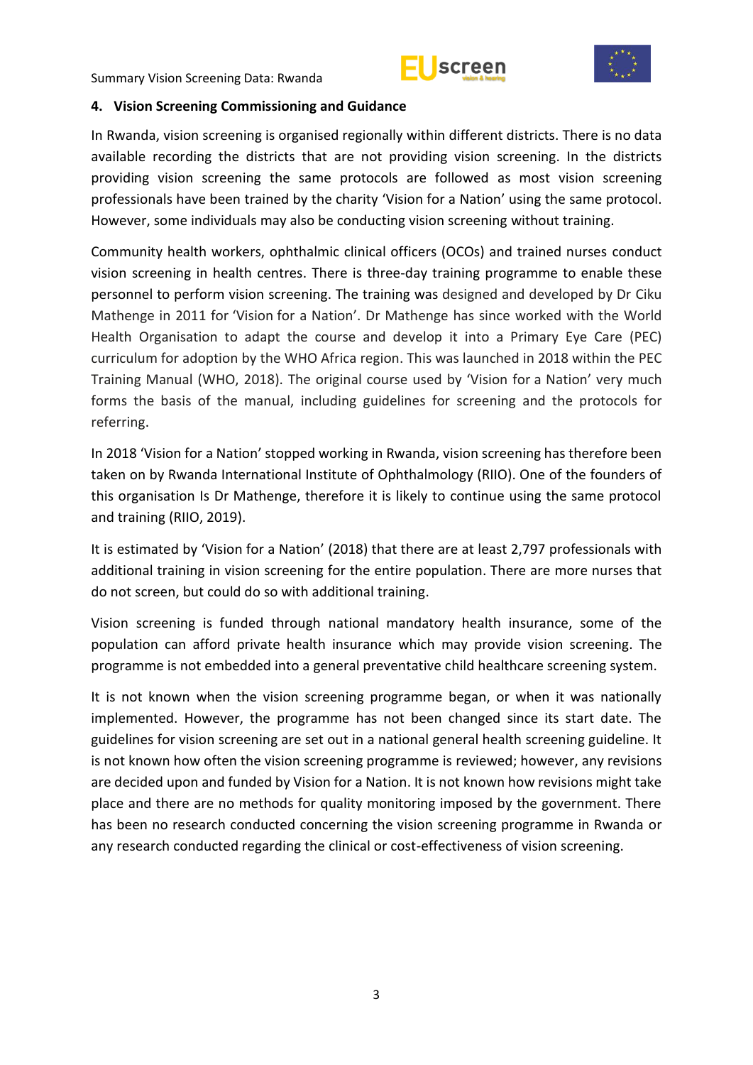## 4. Vision Screening Commissioning and Guidance

In Rwanda, vision screening is organised regionally within different districts. There is no data available recording the districts that are not providing vision screening. In the districts providing vision screening the same protocols are followed as most vision screening professionals have been trained by the charity 'Vision for a Nation' using the same protocol. However, some individuals may also be conducting vision screening without training.

Community health workers, ophthalmic clinical officers (OCOs) and trained nurses conduct vision screening in health centres. There is three-day training programme to enable these personnel to perform vision screening. The training was designed and developed by Dr Ciku Mathenge in 2011 for 'Vision for a Nation'. Dr Mathenge has since worked with the World Health Organisation to adapt the course and develop it into a Primary Eye Care (PEC) curriculum for adoption by the WHO Africa region. This was launched in 2018 within the PEC Training Manual (WHO, 2018). The original course used by 'Vision for a Nation' very much forms the basis of the manual, including guidelines for screening and the protocols for referring.

In 2018 'Vision for a Nation' stopped working in Rwanda, vision screening has therefore been taken on by Rwanda International Institute of Ophthalmology (RIIO). One of the founders of this organisation Is Dr Mathenge, therefore it is likely to continue using the same protocol and training (RIIO, 2019).

It is estimated by 'Vision for a Nation' (2018) that there are at least 2,797 professionals with additional training in vision screening for the entire population. There are more nurses that do not screen, but could do so with additional training.

Vision screening is funded through national mandatory health insurance, some of the population can afford private health insurance which may provide vision screening. The programme is not embedded into a general preventative child healthcare screening system.

It is not known when the vision screening programme began, or when it was nationally implemented. However, the programme has not been changed since its start date. The guidelines for vision screening are set out in a national general health screening guideline. It is not known how often the vision screening programme is reviewed; however, any revisions are decided upon and funded by Vision for a Nation. It is not known how revisions might take place and there are no methods for quality monitoring imposed by the government. There has been no research conducted concerning the vision screening programme in Rwanda or any research conducted regarding the clinical or cost-effectiveness of vision screening.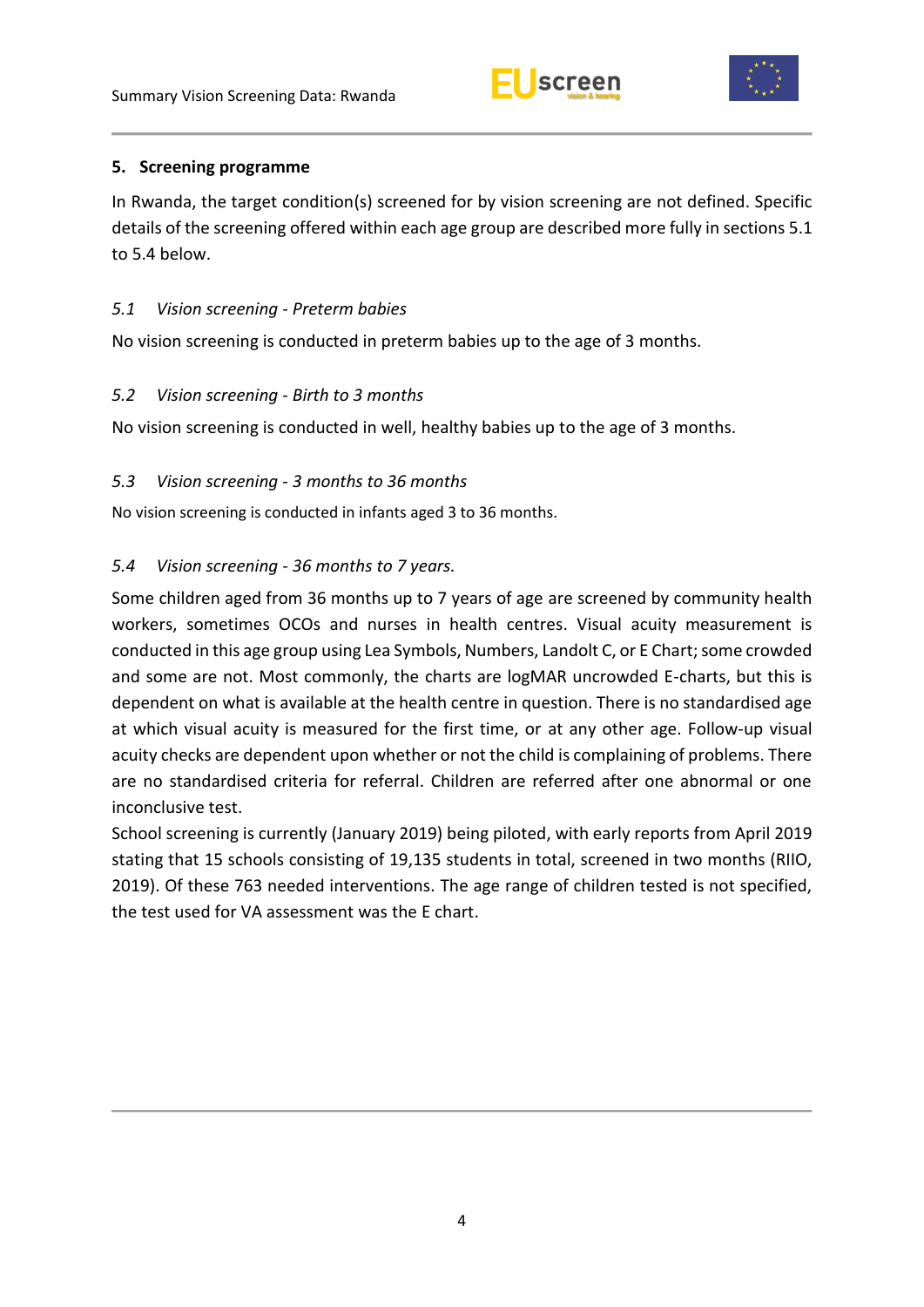## 5. Screening programme

In Rwanda, the target condition(s) screened for by vision screening are not defined. Specific details of the screening offered within each age group are described more fully in sections 5.1 to 5.4 below.

### *5.1 Vision screening - Preterm babies*

No vision screening is conducted in preterm babies up to the age of 3 months.

### *5.2 Vision screening - Birth to 3 months*

No vision screening is conducted in well, healthy babies up to the age of 3 months.

### *5.3 Vision screening - 3 months to 36 months*

No vision screening is conducted in infants aged 3 to 36 months.

### *5.4 Vision screening - 36 months to 7 years.*

Some children aged from 36 months up to 7 years of age are screened by community health workers, sometimes OCOs and nurses in health centres. Visual acuity measurement is conducted in this age group using Lea Symbols, Numbers, Landolt C, or E Chart; some crowded and some are not. Most commonly, the charts are logMAR uncrowded E-charts, but this is dependent on what is available at the health centre in question. There is no standardised age at which visual acuity is measured for the first time, or at any other age. Follow-up visual acuity checks are dependent upon whether or not the child is complaining of problems. There are no standardised criteria for referral. Children are referred after one abnormal or one inconclusive test.

School screening is currently (January 2019) being piloted, with early reports from April 2019 stating that 15 schools consisting of 19,135 students in total, screened in two months (RIIO, 2019). Of these 763 needed interventions. The age range of children tested is not specified, the test used for VA assessment was the E chart.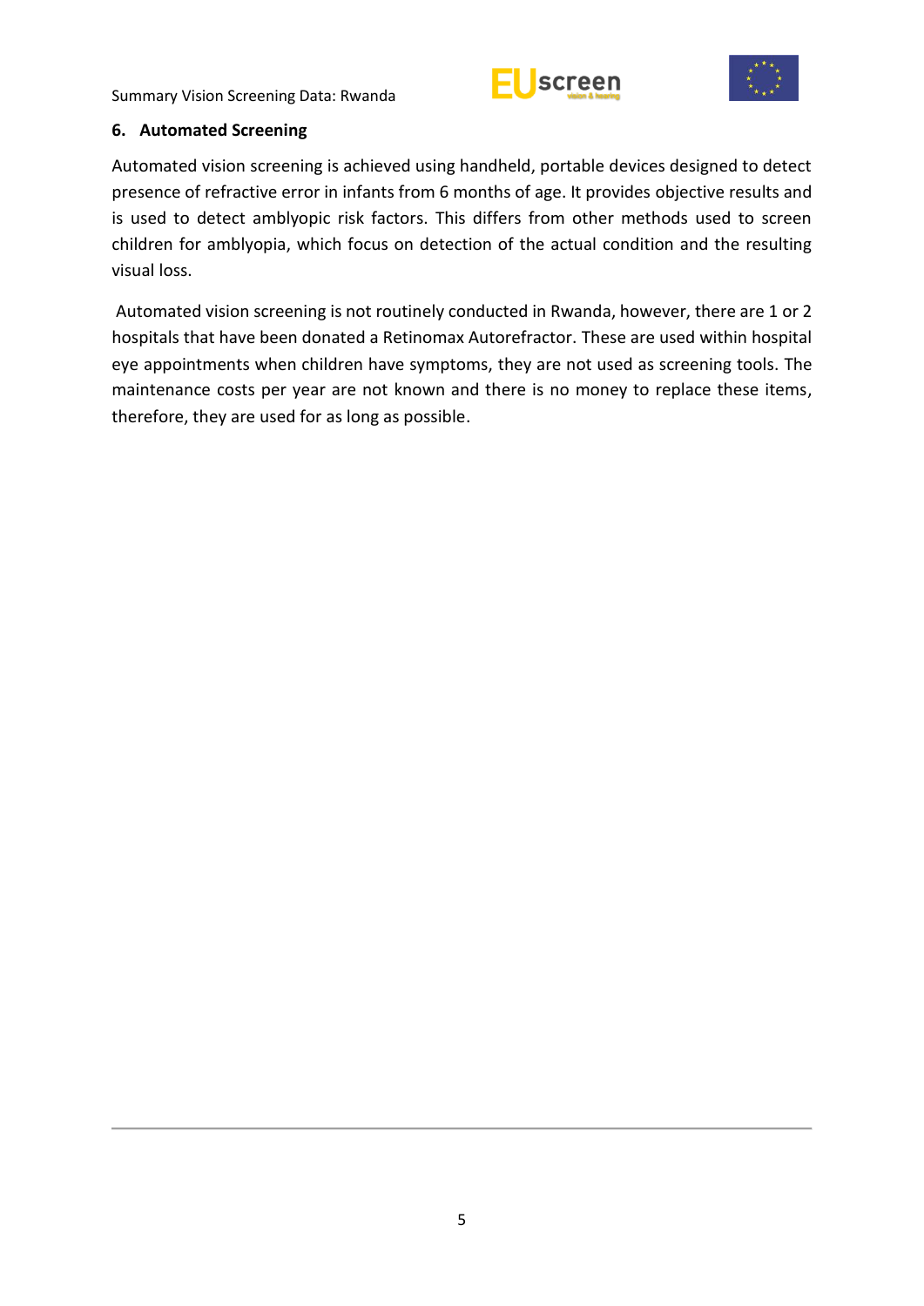## 6. Automated Screening

Automated vision screening is achieved using handheld, portable devices designed to detect presence of refractive error in infants from 6 months of age. It provides objective results and is used to detect amblyopic risk factors. This differs from other methods used to screen children for amblyopia, which focus on detection of the actual condition and the resulting visual loss.

Automated vision screening is not routinely conducted in Rwanda, however, there are 1 or 2 hospitals that have been donated a Retinomax Autorefractor. These are used within hospital eye appointments when children have symptoms, they are not used as screening tools. The maintenance costs per year are not known and there is no money to replace these items, therefore, they are used for as long as possible.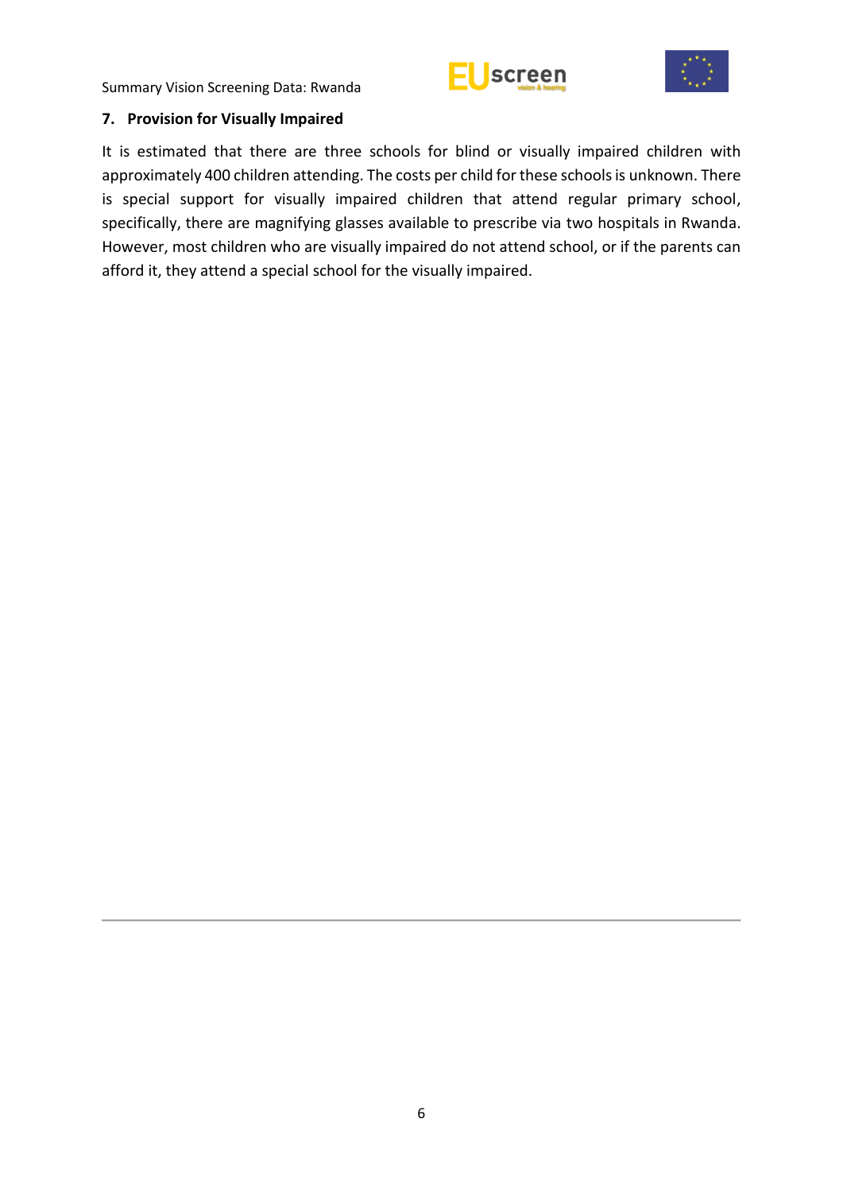## 7. Provision for Visually Impaired

It is estimated that there are three schools for blind or visually impaired children with approximately 400 children attending. The costs per child for these schools is unknown. There is special support for visually impaired children that attend regular primary school, specifically, there are magnifying glasses available to prescribe via two hospitals in Rwanda. However, most children who are visually impaired do not attend school, or if the parents can afford it, they attend a special school for the visually impaired.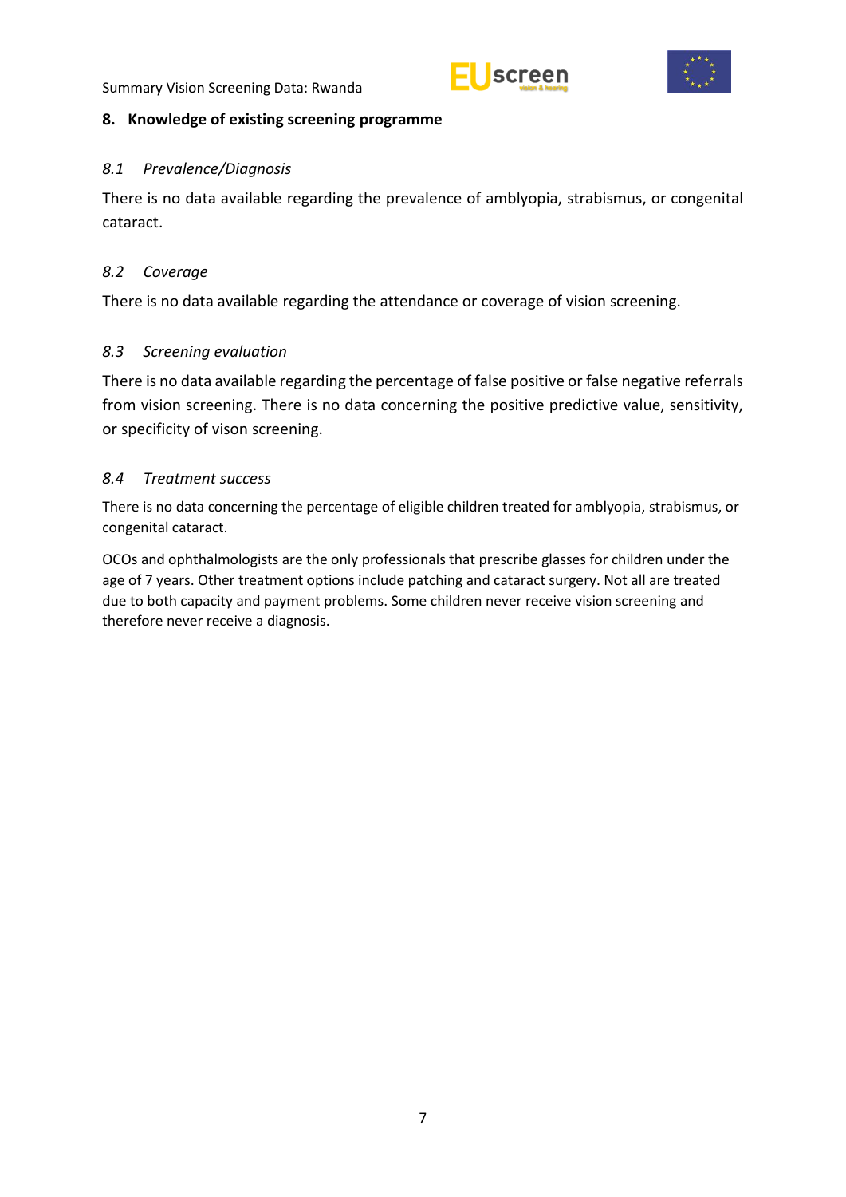## 8. Knowledge of existing screening programme

### *8.1 Prevalence/Diagnosis*

There is no data available regarding the prevalence of amblyopia, strabismus, or congenital cataract.

### *8.2 Coverage*

There is no data available regarding the attendance or coverage of vision screening.

### *8.3 Screening evaluation*

There is no data available regarding the percentage of false positive or false negative referrals from vision screening. There is no data concerning the positive predictive value, sensitivity, or specificity of vison screening.

### *8.4 Treatment success*

There is no data concerning the percentage of eligible children treated for amblyopia, strabismus, or congenital cataract.

OCOs and ophthalmologists are the only professionals that prescribe glasses for children under the age of 7 years. Other treatment options include patching and cataract surgery. Not all are treated due to both capacity and payment problems. Some children never receive vision screening and therefore never receive a diagnosis.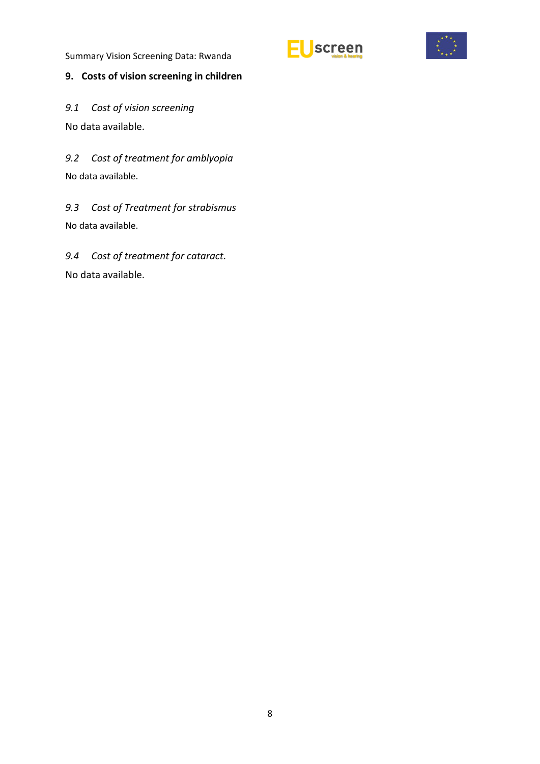## 9. Costs of vision screening in children

### *9.1 Cost of vision screening*

No data available.

### *9.2 Cost of treatment for amblyopia*

No data available.

### *9.3 Cost of Treatment for strabismus*

No data available.

### *9.4 Cost of treatment for cataract.*

No data available.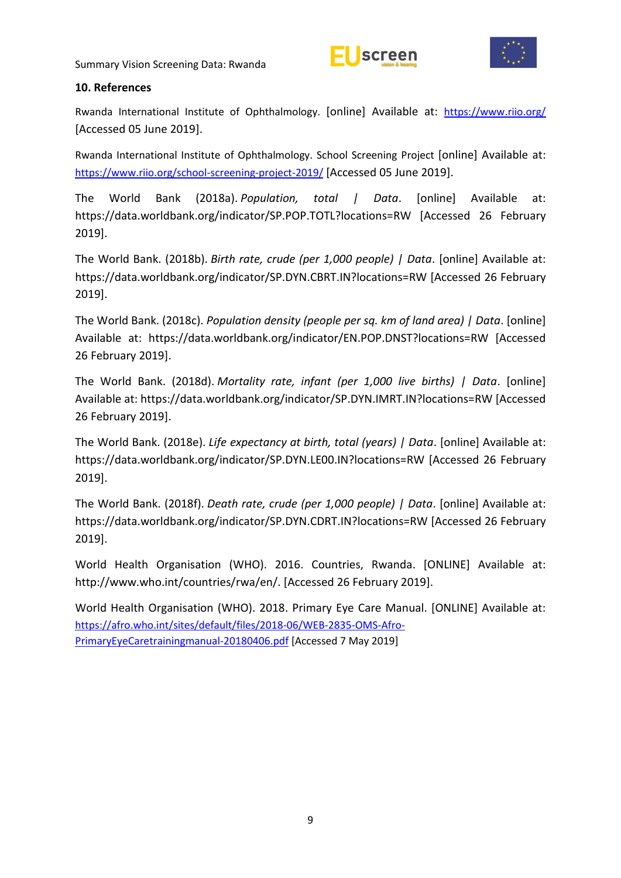## 10. References

Rwanda International Institute of Ophthalmology. [online] Available at: https://www.riio.org/ [Accessed 05 June 2019].

Rwanda International Institute of Ophthalmology. School Screening Project [online] Available at: https://www.riio.org/school-screening-project-2019/ [Accessed 05 June 2019].

The World Bank (2018a). *Population, total | Data*. [online] Available at: https://data.worldbank.org/indicator/SP.POP.TOTL?locations=RW [Accessed 26 February 2019].

The World Bank. (2018b). *Birth rate, crude (per 1,000 people) | Data*. [online] Available at: https://data.worldbank.org/indicator/SP.DYN.CBRT.IN?locations=RW [Accessed 26 February 2019].

The World Bank. (2018c). *Population density (people per sq. km of land area) | Data*. [online] Available at: https://data.worldbank.org/indicator/EN.POP.DNST?locations=RW [Accessed 26 February 2019].

The World Bank. (2018d). *Mortality rate, infant (per 1,000 live births) | Data*. [online] Available at: https://data.worldbank.org/indicator/SP.DYN.IMRT.IN?locations=RW [Accessed 26 February 2019].

The World Bank. (2018e). *Life expectancy at birth, total (years) | Data*. [online] Available at: https://data.worldbank.org/indicator/SP.DYN.LE00.IN?locations=RW [Accessed 26 February 2019].

The World Bank. (2018f). *Death rate, crude (per 1,000 people) | Data*. [online] Available at: https://data.worldbank.org/indicator/SP.DYN.CDRT.IN?locations=RW [Accessed 26 February 2019].

World Health Organisation (WHO). 2016. Countries, Rwanda. [ONLINE] Available at: http://www.who.int/countries/rwa/en/. [Accessed 26 February 2019].

World Health Organisation (WHO). 2018. Primary Eye Care Manual. [ONLINE] Available at: https://afro.who.int/sites/default/files/2018-06/WEB-2835-OMS-Afro-PrimaryEyeCaretrainingmanual-20180406.pdf [Accessed 7 May 2019]